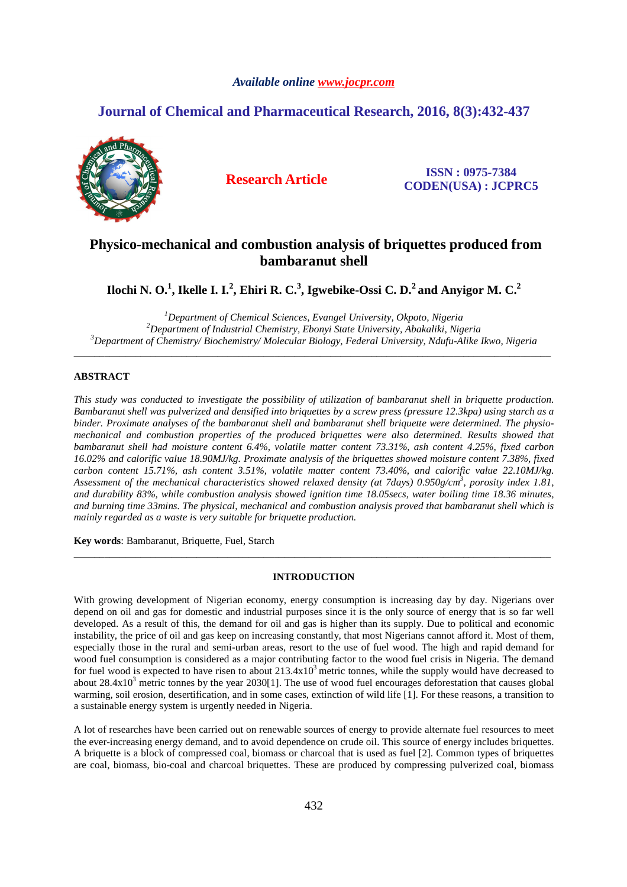*Available online www.jocpr.com*

## Journal of Chemical and Pharmaceutical Research, 2016, 8(3):432-437

**Research Article**

**ISSN : 0975-7384**
**CODEN(USA) : JCPRC5**

# Physico-mechanical and combustion analysis of briquettes produced from bambaranut shell

**Ilochi N. O.[1], Ikelle I. I.[2], Ehiri R. C.[3], Igwebike-Ossi C. D.[2] and Anyigor M. C.[2]**

*[1]Department of Chemical Sciences, Evangel University, Okpoto, Nigeria*
*[2]Department of Industrial Chemistry, Ebonyi State University, Abakaliki, Nigeria*
*[3]Department of Chemistry/ Biochemistry/ Molecular Biology, Federal University, Ndufu-Alike Ikwo, Nigeria*

---

## ABSTRACT

*This study was conducted to investigate the possibility of utilization of bambaranut shell in briquette production. Bambaranut shell was pulverized and densified into briquettes by a screw press (pressure 12.3kpa) using starch as a binder. Proximate analyses of the bambaranut shell and bambaranut shell briquette were determined. The physio-mechanical and combustion properties of the produced briquettes were also determined. Results showed that bambaranut shell had moisture content 6.4%, volatile matter content 73.31%, ash content 4.25%, fixed carbon 16.02% and calorific value 18.90MJ/kg. Proximate analysis of the briquettes showed moisture content 7.38%, fixed carbon content 15.71%, ash content 3.51%, volatile matter content 73.40%, and calorific value 22.10MJ/kg. Assessment of the mechanical characteristics showed relaxed density (at 7days) 0.950g/cm$^3$, porosity index 1.81, and durability 83%, while combustion analysis showed ignition time 18.05secs, water boiling time 18.36 minutes, and burning time 33mins. The physical, mechanical and combustion analysis proved that bambaranut shell which is mainly regarded as a waste is very suitable for briquette production.*

**Key words**: Bambaranut, Briquette, Fuel, Starch

---

## INTRODUCTION

With growing development of Nigerian economy, energy consumption is increasing day by day. Nigerians over depend on oil and gas for domestic and industrial purposes since it is the only source of energy that is so far well developed. As a result of this, the demand for oil and gas is higher than its supply. Due to political and economic instability, the price of oil and gas keep on increasing constantly, that most Nigerians cannot afford it. Most of them, especially those in the rural and semi-urban areas, resort to the use of fuel wood. The high and rapid demand for wood fuel consumption is considered as a major contributing factor to the wood fuel crisis in Nigeria. The demand for fuel wood is expected to have risen to about $213.4 \times 10^3$ metric tonnes, while the supply would have decreased to about $28.4 \times 10^3$ metric tonnes by the year 2030[1]. The use of wood fuel encourages deforestation that causes global warming, soil erosion, desertification, and in some cases, extinction of wild life [1]. For these reasons, a transition to a sustainable energy system is urgently needed in Nigeria.

A lot of researches have been carried out on renewable sources of energy to provide alternate fuel resources to meet the ever-increasing energy demand, and to avoid dependence on crude oil. This source of energy includes briquettes. A briquette is a block of compressed coal, biomass or charcoal that is used as fuel [2]. Common types of briquettes are coal, biomass, bio-coal and charcoal briquettes. These are produced by compressing pulverized coal, biomass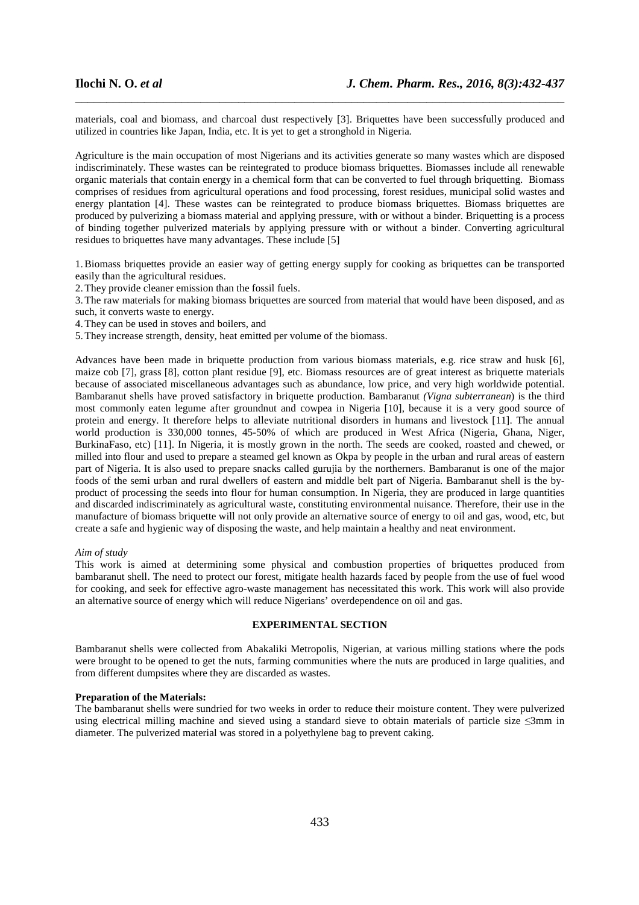materials, coal and biomass, and charcoal dust respectively [3]. Briquettes have been successfully produced and utilized in countries like Japan, India, etc. It is yet to get a stronghold in Nigeria.

Agriculture is the main occupation of most Nigerians and its activities generate so many wastes which are disposed indiscriminately. These wastes can be reintegrated to produce biomass briquettes. Biomasses include all renewable organic materials that contain energy in a chemical form that can be converted to fuel through briquetting. Biomass comprises of residues from agricultural operations and food processing, forest residues, municipal solid wastes and energy plantation [4]. These wastes can be reintegrated to produce biomass briquettes. Biomass briquettes are produced by pulverizing a biomass material and applying pressure, with or without a binder. Briquetting is a process of binding together pulverized materials by applying pressure with or without a binder. Converting agricultural residues to briquettes have many advantages. These include [5]

1. Biomass briquettes provide an easier way of getting energy supply for cooking as briquettes can be transported easily than the agricultural residues.
2. They provide cleaner emission than the fossil fuels.
3. The raw materials for making biomass briquettes are sourced from material that would have been disposed, and as such, it converts waste to energy.
4. They can be used in stoves and boilers, and
5. They increase strength, density, heat emitted per volume of the biomass.

Advances have been made in briquette production from various biomass materials, e.g. rice straw and husk [6], maize cob [7], grass [8], cotton plant residue [9], etc. Biomass resources are of great interest as briquette materials because of associated miscellaneous advantages such as abundance, low price, and very high worldwide potential. Bambaranut shells have proved satisfactory in briquette production. Bambaranut *(Vigna subterranean*) is the third most commonly eaten legume after groundnut and cowpea in Nigeria [10], because it is a very good source of protein and energy. It therefore helps to alleviate nutritional disorders in humans and livestock [11]. The annual world production is 330,000 tonnes, 45-50% of which are produced in West Africa (Nigeria, Ghana, Niger, BurkinaFaso, etc) [11]. In Nigeria, it is mostly grown in the north. The seeds are cooked, roasted and chewed, or milled into flour and used to prepare a steamed gel known as Okpa by people in the urban and rural areas of eastern part of Nigeria. It is also used to prepare snacks called gurujia by the northerners. Bambaranut is one of the major foods of the semi urban and rural dwellers of eastern and middle belt part of Nigeria. Bambaranut shell is the by-product of processing the seeds into flour for human consumption. In Nigeria, they are produced in large quantities and discarded indiscriminately as agricultural waste, constituting environmental nuisance. Therefore, their use in the manufacture of biomass briquette will not only provide an alternative source of energy to oil and gas, wood, etc, but create a safe and hygienic way of disposing the waste, and help maintain a healthy and neat environment.

*Aim of study*

This work is aimed at determining some physical and combustion properties of briquettes produced from bambaranut shell. The need to protect our forest, mitigate health hazards faced by people from the use of fuel wood for cooking, and seek for effective agro-waste management has necessitated this work. This work will also provide an alternative source of energy which will reduce Nigerians' overdependence on oil and gas.

## EXPERIMENTAL SECTION

Bambaranut shells were collected from Abakaliki Metropolis, Nigerian, at various milling stations where the pods were brought to be opened to get the nuts, farming communities where the nuts are produced in large qualities, and from different dumpsites where they are discarded as wastes.

**Preparation of the Materials:**

The bambaranut shells were sundried for two weeks in order to reduce their moisture content. They were pulverized using electrical milling machine and sieved using a standard sieve to obtain materials of particle size ≤3mm in diameter. The pulverized material was stored in a polyethylene bag to prevent caking.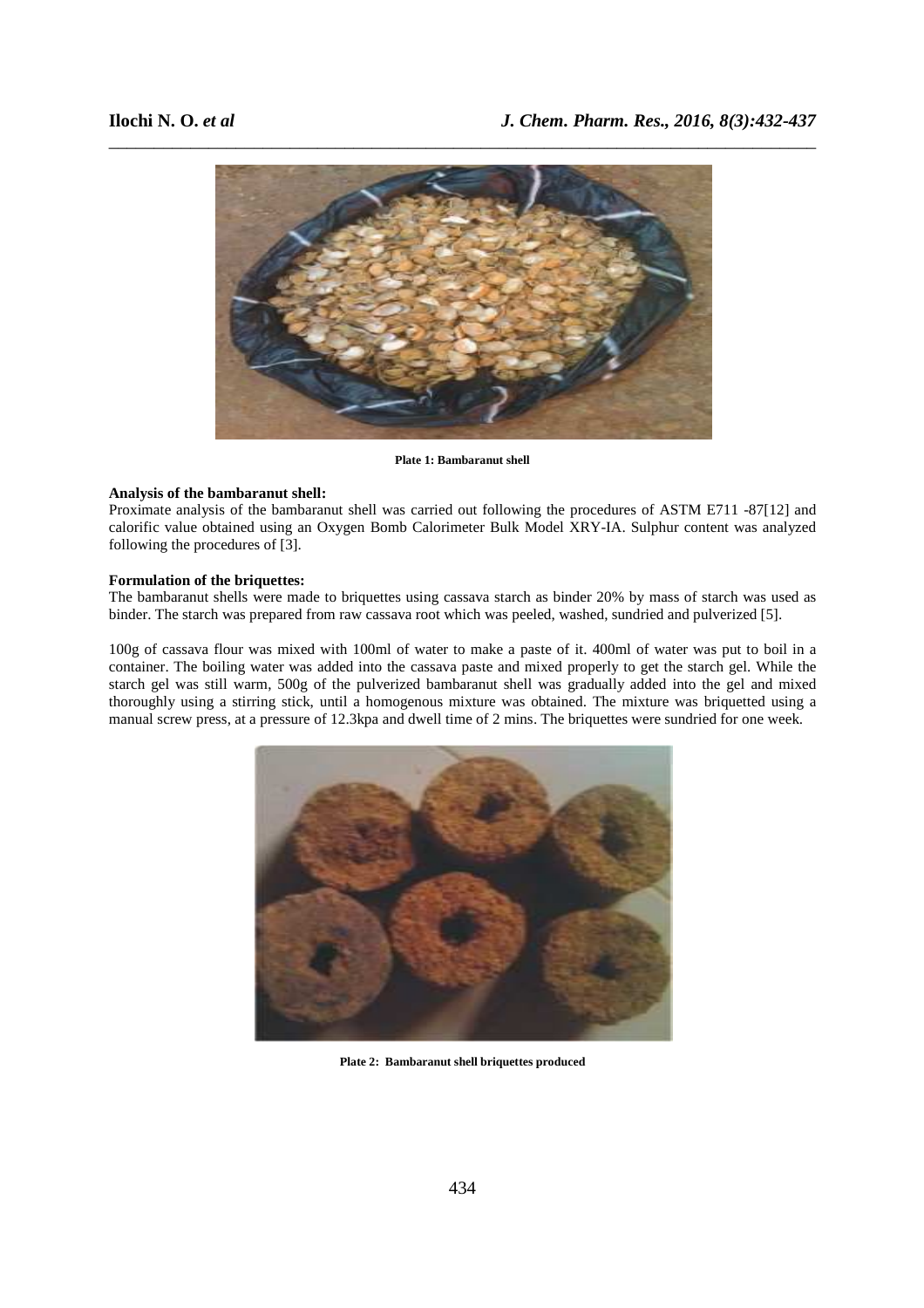Plate 1: Bambaranut shell

**Analysis of the bambaranut shell:**

Proximate analysis of the bambaranut shell was carried out following the procedures of ASTM E711 -87[12] and calorific value obtained using an Oxygen Bomb Calorimeter Bulk Model XRY-IA. Sulphur content was analyzed following the procedures of [3].

**Formulation of the briquettes:**

The bambaranut shells were made to briquettes using cassava starch as binder 20% by mass of starch was used as binder. The starch was prepared from raw cassava root which was peeled, washed, sundried and pulverized [5].

100g of cassava flour was mixed with 100ml of water to make a paste of it. 400ml of water was put to boil in a container. The boiling water was added into the cassava paste and mixed properly to get the starch gel. While the starch gel was still warm, 500g of the pulverized bambaranut shell was gradually added into the gel and mixed thoroughly using a stirring stick, until a homogenous mixture was obtained. The mixture was briquetted using a manual screw press, at a pressure of 12.3kpa and dwell time of 2 mins. The briquettes were sundried for one week.

Plate 2: Bambaranut shell briquettes produced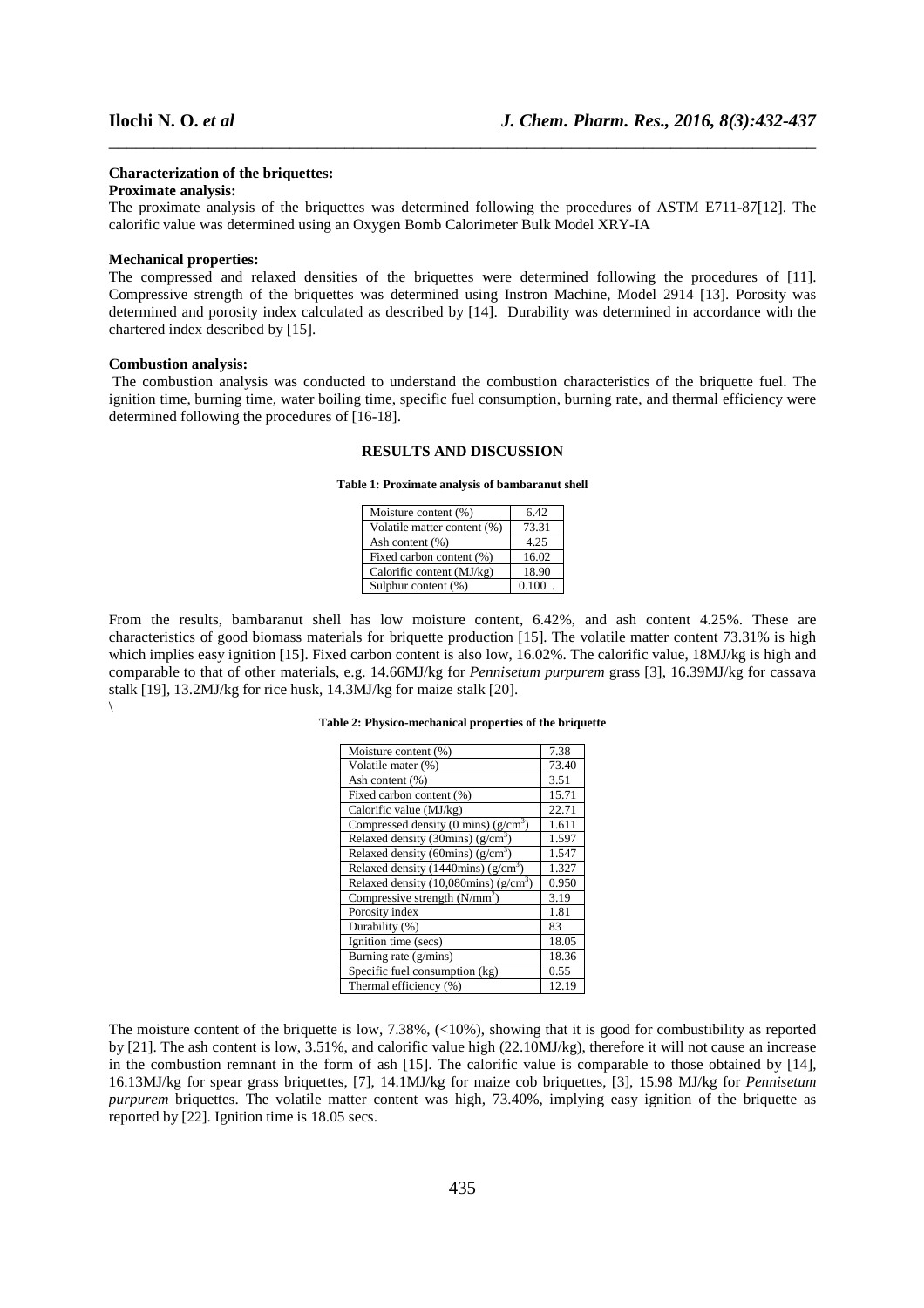**Characterization of the briquettes:**

**Proximate analysis:**

The proximate analysis of the briquettes was determined following the procedures of ASTM E711-87[12]. The calorific value was determined using an Oxygen Bomb Calorimeter Bulk Model XRY-IA

**Mechanical properties:**

The compressed and relaxed densities of the briquettes were determined following the procedures of [11]. Compressive strength of the briquettes was determined using Instron Machine, Model 2914 [13]. Porosity was determined and porosity index calculated as described by [14]. Durability was determined in accordance with the chartered index described by [15].

**Combustion analysis:**

The combustion analysis was conducted to understand the combustion characteristics of the briquette fuel. The ignition time, burning time, water boiling time, specific fuel consumption, burning rate, and thermal efficiency were determined following the procedures of [16-18].

## RESULTS AND DISCUSSION

**Table 1: Proximate analysis of bambaranut shell**

| | |
|---|---|
| Moisture content (%) | 6.42 |
| Volatile matter content (%) | 73.31 |
| Ash content (%) | 4.25 |
| Fixed carbon content (%) | 16.02 |
| Calorific content (MJ/kg) | 18.90 |
| Sulphur content (%) | 0.100 . |

From the results, bambaranut shell has low moisture content, 6.42%, and ash content 4.25%. These are characteristics of good biomass materials for briquette production [15]. The volatile matter content 73.31% is high which implies easy ignition [15]. Fixed carbon content is also low, 16.02%. The calorific value, 18MJ/kg is high and comparable to that of other materials, e.g. 14.66MJ/kg for *Pennisetum purpurem* grass [3], 16.39MJ/kg for cassava stalk [19], 13.2MJ/kg for rice husk, 14.3MJ/kg for maize stalk [20].

\

**Table 2: Physico-mechanical properties of the briquette**

| | |
|---|---|
| Moisture content (%) | 7.38 |
| Volatile mater (%) | 73.40 |
| Ash content (%) | 3.51 |
| Fixed carbon content (%) | 15.71 |
| Calorific value (MJ/kg) | 22.71 |
| Compressed density (0 mins) ($g/cm^3$) | 1.611 |
| Relaxed density (30mins) ($g/cm^3$) | 1.597 |
| Relaxed density (60mins) ($g/cm^3$) | 1.547 |
| Relaxed density (1440mins) ($g/cm^3$) | 1.327 |
| Relaxed density (10,080mins) ($g/cm^3$) | 0.950 |
| Compressive strength ($N/mm^2$) | 3.19 |
| Porosity index | 1.81 |
| Durability (%) | 83 |
| Ignition time (secs) | 18.05 |
| Burning rate (g/mins) | 18.36 |
| Specific fuel consumption (kg) | 0.55 |
| Thermal efficiency (%) | 12.19 |

The moisture content of the briquette is low, 7.38%, (<10%), showing that it is good for combustibility as reported by [21]. The ash content is low, 3.51%, and calorific value high (22.10MJ/kg), therefore it will not cause an increase in the combustion remnant in the form of ash [15]. The calorific value is comparable to those obtained by [14], 16.13MJ/kg for spear grass briquettes, [7], 14.1MJ/kg for maize cob briquettes, [3], 15.98 MJ/kg for *Pennisetum purpurem* briquettes. The volatile matter content was high, 73.40%, implying easy ignition of the briquette as reported by [22]. Ignition time is 18.05 secs.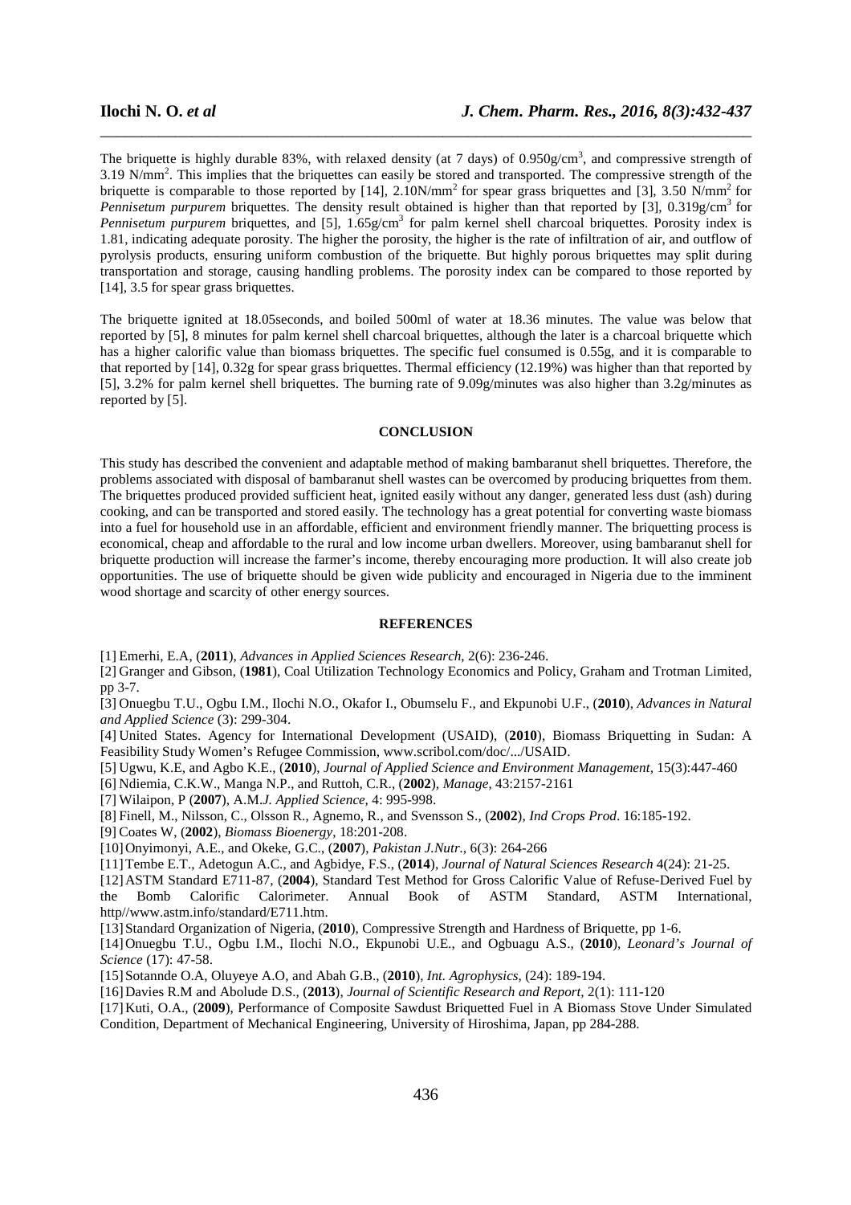The briquette is highly durable 83%, with relaxed density (at 7 days) of 0.950g/cm$^3$, and compressive strength of 3.19 N/mm$^2$. This implies that the briquettes can easily be stored and transported. The compressive strength of the briquette is comparable to those reported by [14], 2.10N/mm$^2$ for spear grass briquettes and [3], 3.50 N/mm$^2$ for *Pennisetum purpurem* briquettes. The density result obtained is higher than that reported by [3], 0.319g/cm$^3$ for *Pennisetum purpurem* briquettes, and [5], 1.65g/cm$^3$ for palm kernel shell charcoal briquettes. Porosity index is 1.81, indicating adequate porosity. The higher the porosity, the higher is the rate of infiltration of air, and outflow of pyrolysis products, ensuring uniform combustion of the briquette. But highly porous briquettes may split during transportation and storage, causing handling problems. The porosity index can be compared to those reported by [14], 3.5 for spear grass briquettes.

The briquette ignited at 18.05seconds, and boiled 500ml of water at 18.36 minutes. The value was below that reported by [5], 8 minutes for palm kernel shell charcoal briquettes, although the later is a charcoal briquette which has a higher calorific value than biomass briquettes. The specific fuel consumed is 0.55g, and it is comparable to that reported by [14], 0.32g for spear grass briquettes. Thermal efficiency (12.19%) was higher than that reported by [5], 3.2% for palm kernel shell briquettes. The burning rate of 9.09g/minutes was also higher than 3.2g/minutes as reported by [5].

## CONCLUSION

This study has described the convenient and adaptable method of making bambaranut shell briquettes. Therefore, the problems associated with disposal of bambaranut shell wastes can be overcomed by producing briquettes from them. The briquettes produced provided sufficient heat, ignited easily without any danger, generated less dust (ash) during cooking, and can be transported and stored easily. The technology has a great potential for converting waste biomass into a fuel for household use in an affordable, efficient and environment friendly manner. The briquetting process is economical, cheap and affordable to the rural and low income urban dwellers. Moreover, using bambaranut shell for briquette production will increase the farmer's income, thereby encouraging more production. It will also create job opportunities. The use of briquette should be given wide publicity and encouraged in Nigeria due to the imminent wood shortage and scarcity of other energy sources.

## REFERENCES

[1] Emerhi, E.A, (**2011**), *Advances in Applied Sciences Research*, 2(6): 236-246.

[2] Granger and Gibson, (**1981**), Coal Utilization Technology Economics and Policy, Graham and Trotman Limited, pp 3-7.

[3] Onuegbu T.U., Ogbu I.M., Ilochi N.O., Okafor I., Obumselu F., and Ekpunobi U.F., (**2010**), *Advances in Natural and Applied Science* (3): 299-304.

[4] United States. Agency for International Development (USAID), (**2010**), Biomass Briquetting in Sudan: A Feasibility Study Women's Refugee Commission, www.scribol.com/doc/.../USAID.

[5] Ugwu, K.E, and Agbo K.E., (**2010**), *Journal of Applied Science and Environment Management*, 15(3):447-460

[6] Ndiemia, C.K.W., Manga N.P., and Ruttoh, C.R., (**2002**), *Manage*, 43:2157-2161

[7] Wilaipon, P (**2007**), A.M.*J. Applied Science*, 4: 995-998.

[8] Finell, M., Nilsson, C., Olsson R., Agnemo, R., and Svensson S., (**2002**), *Ind Crops Prod*. 16:185-192.

[9] Coates W, (**2002**), *Biomass Bioenergy*, 18:201-208.

[10] Onyimonyi, A.E., and Okeke, G.C., (**2007**), *Pakistan J.Nutr.*, 6(3): 264-266

[11] Tembe E.T., Adetogun A.C., and Agbidye, F.S., (**2014**), *Journal of Natural Sciences Research* 4(24): 21-25.

[12] ASTM Standard E711-87, (**2004**), Standard Test Method for Gross Calorific Value of Refuse-Derived Fuel by the Bomb Calorific Calorimeter. Annual Book of ASTM Standard, ASTM International, http//www.astm.info/standard/E711.htm.

[13] Standard Organization of Nigeria, (**2010**), Compressive Strength and Hardness of Briquette, pp 1-6.

[14] Onuegbu T.U., Ogbu I.M., Ilochi N.O., Ekpunobi U.E., and Ogbuagu A.S., (**2010**), *Leonard's Journal of Science* (17): 47-58.

[15] Sotannde O.A, Oluyeye A.O, and Abah G.B., (**2010**), *Int. Agrophysics*, (24): 189-194.

[16] Davies R.M and Abolude D.S., (**2013**), *Journal of Scientific Research and Report*, 2(1): 111-120

[17] Kuti, O.A., (**2009**), Performance of Composite Sawdust Briquetted Fuel in A Biomass Stove Under Simulated Condition, Department of Mechanical Engineering, University of Hiroshima, Japan, pp 284-288.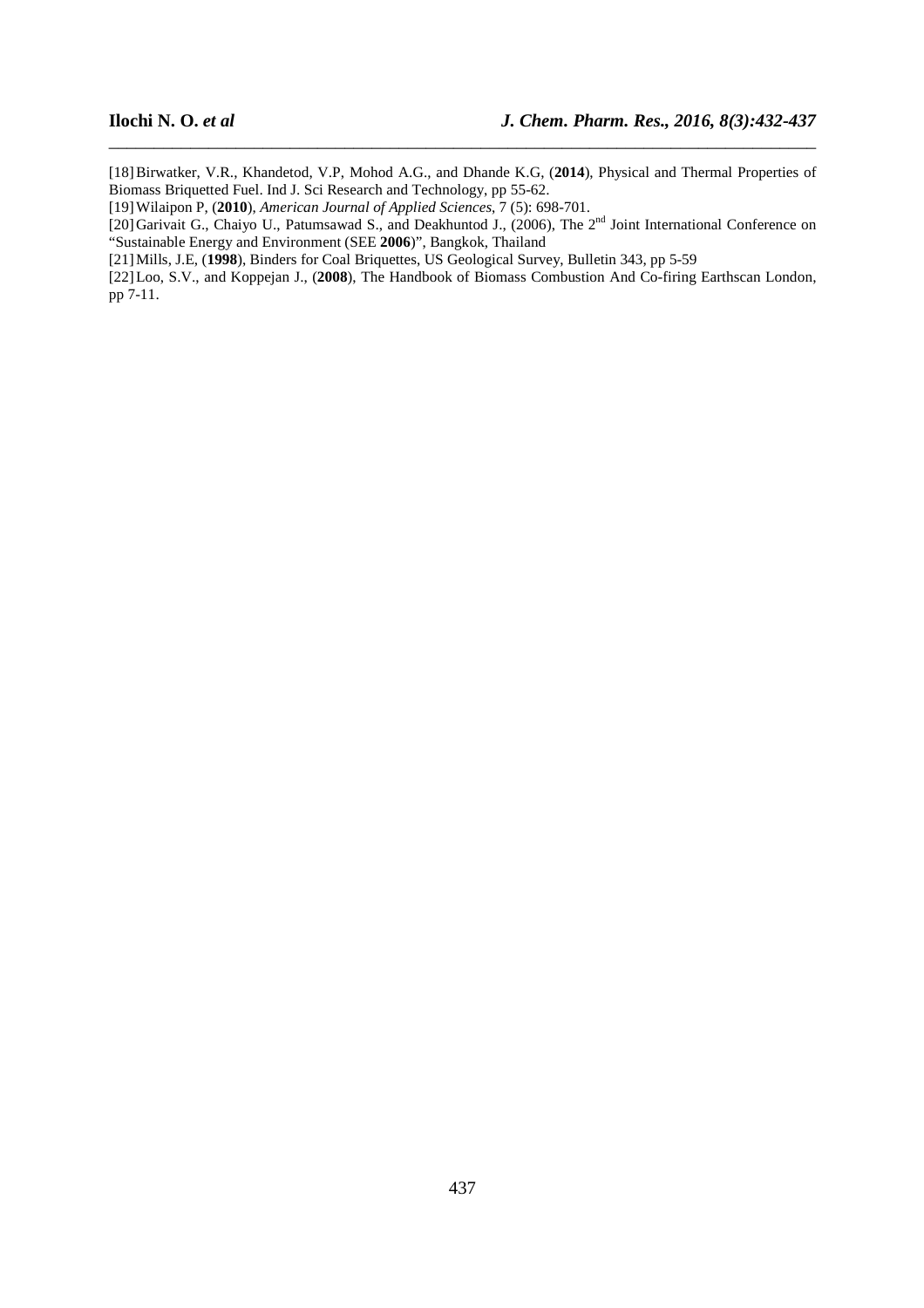[18] Birwatker, V.R., Khandetod, V.P, Mohod A.G., and Dhande K.G, (**2014**), Physical and Thermal Properties of Biomass Briquetted Fuel. Ind J. Sci Research and Technology, pp 55-62.

[19] Wilaipon P, (**2010**), *American Journal of Applied Sciences*, 7 (5): 698-701.

[20] Garivait G., Chaiyo U., Patumsawad S., and Deakhuntod J., (2006), The 2nd Joint International Conference on "Sustainable Energy and Environment (SEE **2006**)", Bangkok, Thailand

[21] Mills, J.E, (**1998**), Binders for Coal Briquettes, US Geological Survey, Bulletin 343, pp 5-59

[22] Loo, S.V., and Koppejan J., (**2008**), The Handbook of Biomass Combustion And Co-firing Earthscan London, pp 7-11.